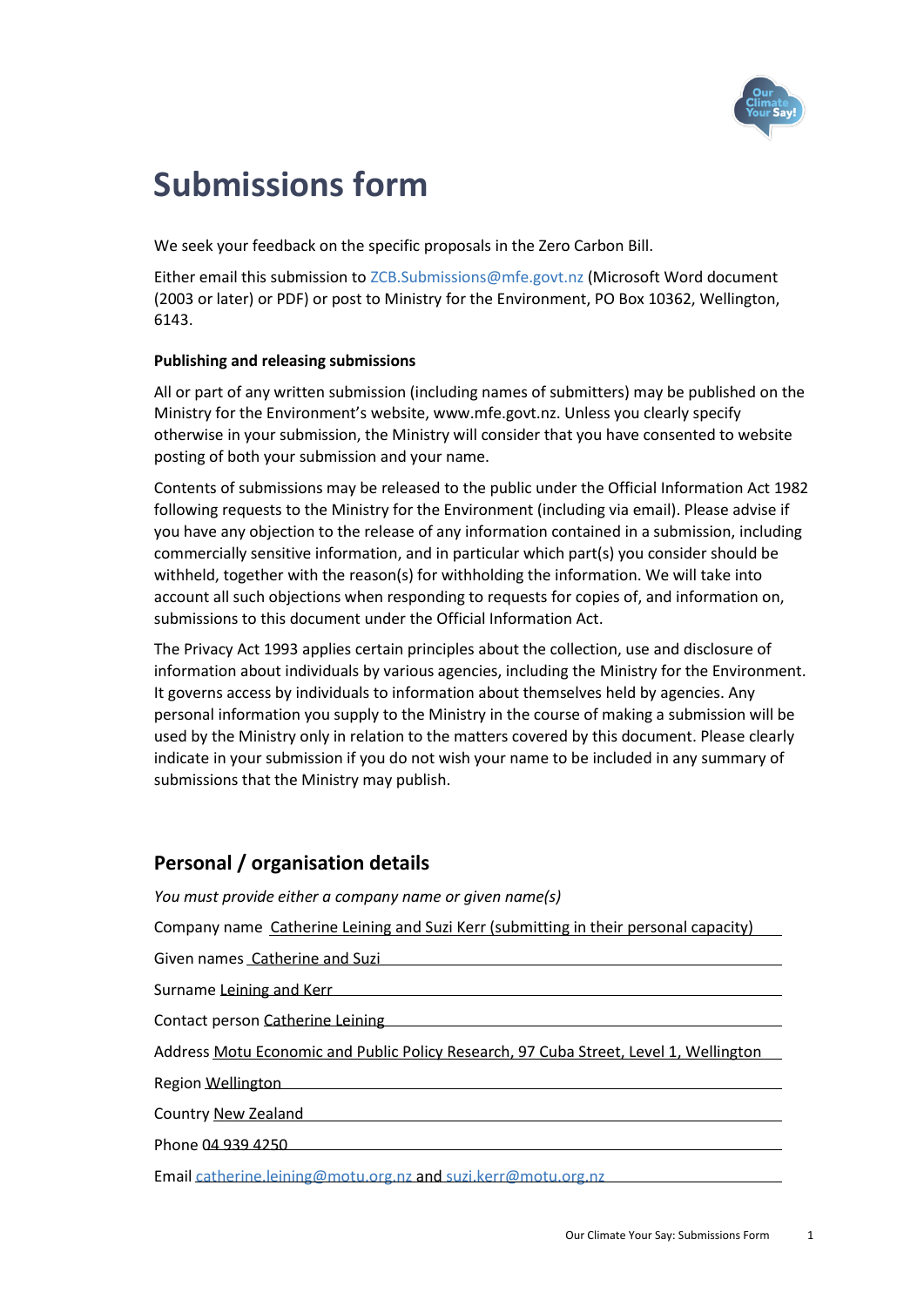# Submissions form

We seek your feedback on the specific proposals in the Zero Carbon Bill.

Either email this submission to ZCB.Submissions@mfe.govt.nz (Microsoft Word document (2003 or later) or PDF) or post to Ministry for the Environment, PO Box 10362, Wellington, 6143.

**Publishing and releasing submissions**

All or part of any written submission (including names of submitters) may be published on the Ministry for the Environment's website, www.mfe.govt.nz. Unless you clearly specify otherwise in your submission, the Ministry will consider that you have consented to website posting of both your submission and your name.

Contents of submissions may be released to the public under the Official Information Act 1982 following requests to the Ministry for the Environment (including via email). Please advise if you have any objection to the release of any information contained in a submission, including commercially sensitive information, and in particular which part(s) you consider should be withheld, together with the reason(s) for withholding the information. We will take into account all such objections when responding to requests for copies of, and information on, submissions to this document under the Official Information Act.

The Privacy Act 1993 applies certain principles about the collection, use and disclosure of information about individuals by various agencies, including the Ministry for the Environment. It governs access by individuals to information about themselves held by agencies. Any personal information you supply to the Ministry in the course of making a submission will be used by the Ministry only in relation to the matters covered by this document. Please clearly indicate in your submission if you do not wish your name to be included in any summary of submissions that the Ministry may publish.

## Personal / organisation details

*You must provide either a company name or given name(s)*

Company name Catherine Leining and Suzi Kerr (submitting in their personal capacity)

Given names Catherine and Suzi

Surname Leining and Kerr

Contact person Catherine Leining

Address Motu Economic and Public Policy Research, 97 Cuba Street, Level 1, Wellington

Region Wellington

Country New Zealand

Phone 04 939 4250

Email catherine.leining@motu.org.nz and suzi.kerr@motu.org.nz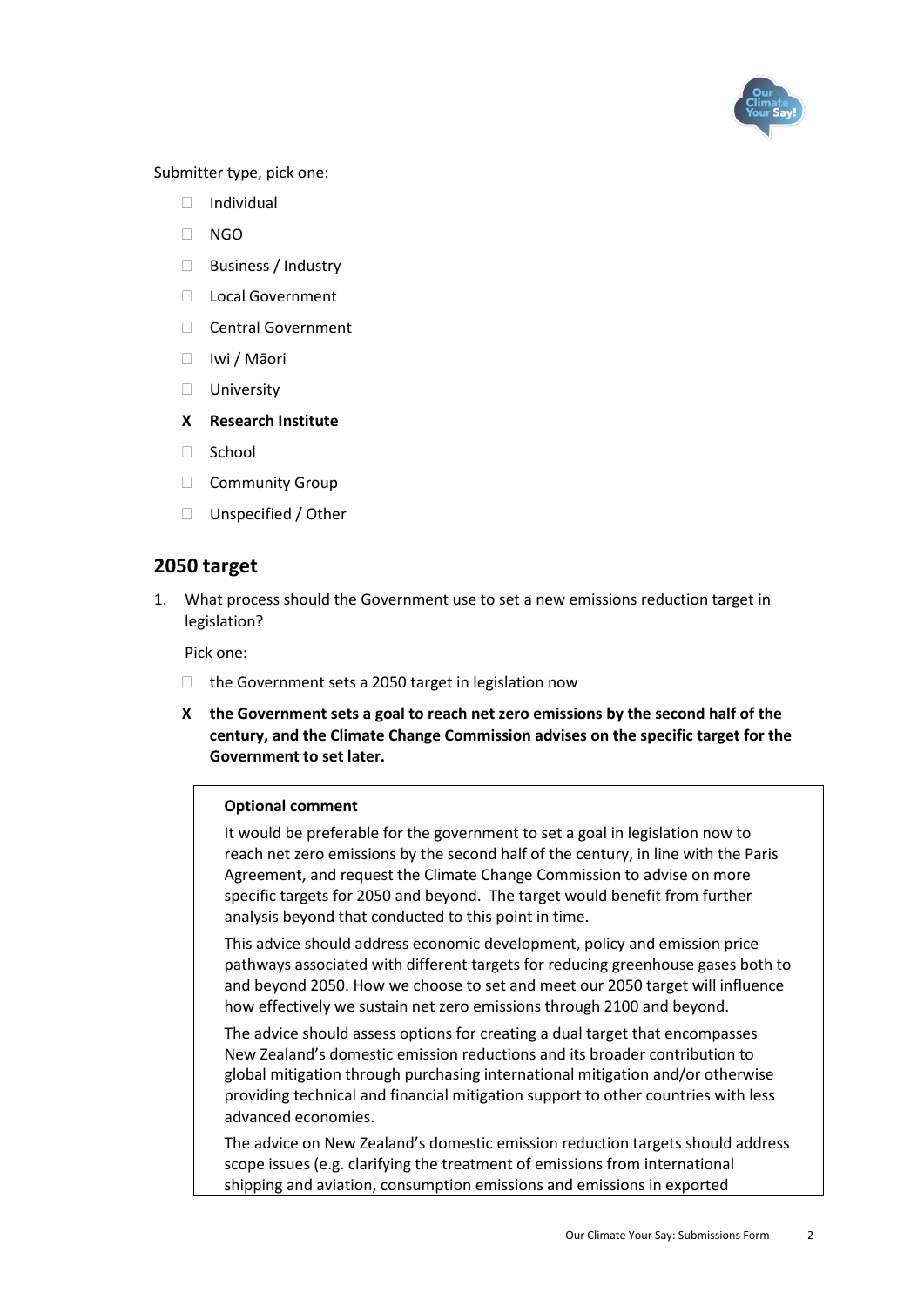Submitter type, pick one:

- ☐ Individual
- ☐ NGO
- ☐ Business / Industry
- ☐ Local Government
- ☐ Central Government
- ☐ Iwi / Māori
- ☐ University
- **X Research Institute**
- ☐ School
- ☐ Community Group
- ☐ Unspecified / Other

## 2050 target

1. What process should the Government use to set a new emissions reduction target in legislation?

   Pick one:

   - ☐ the Government sets a 2050 target in legislation now
   - **X the Government sets a goal to reach net zero emissions by the second half of the century, and the Climate Change Commission advises on the specific target for the Government to set later.**

   **Optional comment**

   It would be preferable for the government to set a goal in legislation now to reach net zero emissions by the second half of the century, in line with the Paris Agreement, and request the Climate Change Commission to advise on more specific targets for 2050 and beyond. The target would benefit from further analysis beyond that conducted to this point in time.

   This advice should address economic development, policy and emission price pathways associated with different targets for reducing greenhouse gases both to and beyond 2050. How we choose to set and meet our 2050 target will influence how effectively we sustain net zero emissions through 2100 and beyond.

   The advice should assess options for creating a dual target that encompasses New Zealand's domestic emission reductions and its broader contribution to global mitigation through purchasing international mitigation and/or otherwise providing technical and financial mitigation support to other countries with less advanced economies.

   The advice on New Zealand's domestic emission reduction targets should address scope issues (e.g. clarifying the treatment of emissions from international shipping and aviation, consumption emissions and emissions in exported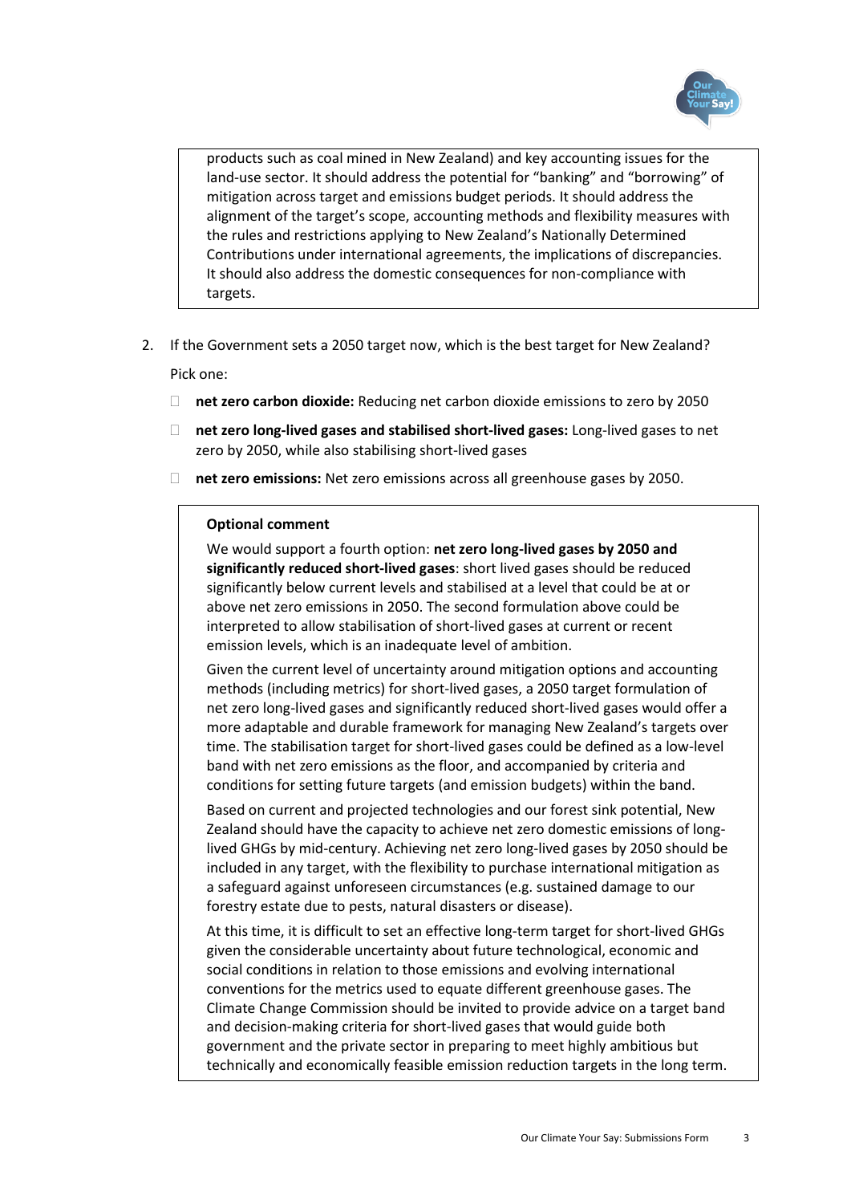products such as coal mined in New Zealand) and key accounting issues for the land-use sector. It should address the potential for "banking" and "borrowing" of mitigation across target and emissions budget periods. It should address the alignment of the target's scope, accounting methods and flexibility measures with the rules and restrictions applying to New Zealand's Nationally Determined Contributions under international agreements, the implications of discrepancies. It should also address the domestic consequences for non-compliance with targets.

2. If the Government sets a 2050 target now, which is the best target for New Zealand?

   Pick one:

   - ☐ **net zero carbon dioxide:** Reducing net carbon dioxide emissions to zero by 2050
   - ☐ **net zero long-lived gases and stabilised short-lived gases:** Long-lived gases to net zero by 2050, while also stabilising short-lived gases
   - ☐ **net zero emissions:** Net zero emissions across all greenhouse gases by 2050.

**Optional comment**

We would support a fourth option: **net zero long-lived gases by 2050 and significantly reduced short-lived gases**: short lived gases should be reduced significantly below current levels and stabilised at a level that could be at or above net zero emissions in 2050. The second formulation above could be interpreted to allow stabilisation of short-lived gases at current or recent emission levels, which is an inadequate level of ambition.

Given the current level of uncertainty around mitigation options and accounting methods (including metrics) for short-lived gases, a 2050 target formulation of net zero long-lived gases and significantly reduced short-lived gases would offer a more adaptable and durable framework for managing New Zealand's targets over time. The stabilisation target for short-lived gases could be defined as a low-level band with net zero emissions as the floor, and accompanied by criteria and conditions for setting future targets (and emission budgets) within the band.

Based on current and projected technologies and our forest sink potential, New Zealand should have the capacity to achieve net zero domestic emissions of long-lived GHGs by mid-century. Achieving net zero long-lived gases by 2050 should be included in any target, with the flexibility to purchase international mitigation as a safeguard against unforeseen circumstances (e.g. sustained damage to our forestry estate due to pests, natural disasters or disease).

At this time, it is difficult to set an effective long-term target for short-lived GHGs given the considerable uncertainty about future technological, economic and social conditions in relation to those emissions and evolving international conventions for the metrics used to equate different greenhouse gases. The Climate Change Commission should be invited to provide advice on a target band and decision-making criteria for short-lived gases that would guide both government and the private sector in preparing to meet highly ambitious but technically and economically feasible emission reduction targets in the long term.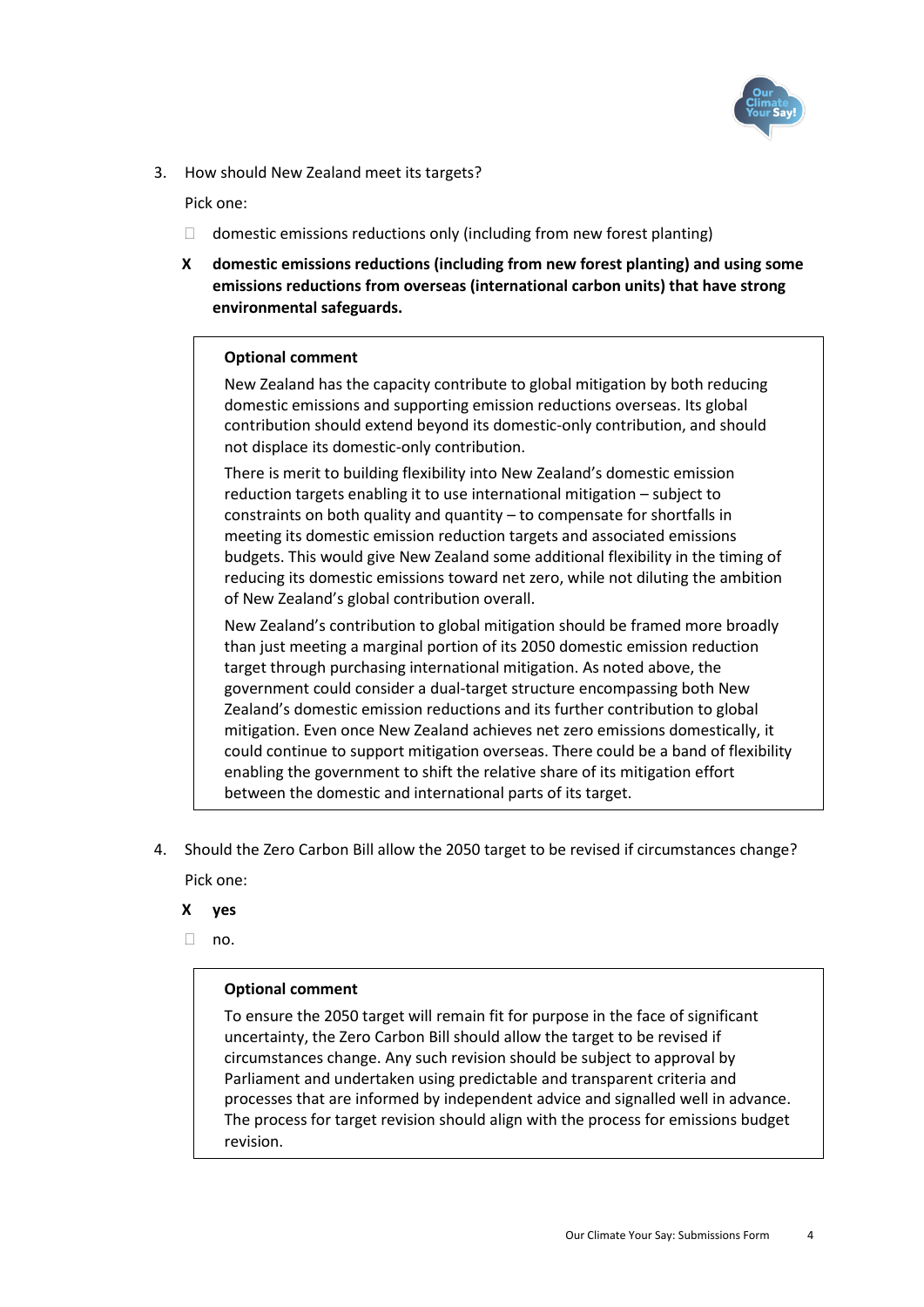3. How should New Zealand meet its targets?

   Pick one:

   ☐ domestic emissions reductions only (including from new forest planting)

   **X domestic emissions reductions (including from new forest planting) and using some emissions reductions from overseas (international carbon units) that have strong environmental safeguards.**

   **Optional comment**

   New Zealand has the capacity contribute to global mitigation by both reducing domestic emissions and supporting emission reductions overseas. Its global contribution should extend beyond its domestic-only contribution, and should not displace its domestic-only contribution.

   There is merit to building flexibility into New Zealand's domestic emission reduction targets enabling it to use international mitigation – subject to constraints on both quality and quantity – to compensate for shortfalls in meeting its domestic emission reduction targets and associated emissions budgets. This would give New Zealand some additional flexibility in the timing of reducing its domestic emissions toward net zero, while not diluting the ambition of New Zealand's global contribution overall.

   New Zealand's contribution to global mitigation should be framed more broadly than just meeting a marginal portion of its 2050 domestic emission reduction target through purchasing international mitigation. As noted above, the government could consider a dual-target structure encompassing both New Zealand's domestic emission reductions and its further contribution to global mitigation. Even once New Zealand achieves net zero emissions domestically, it could continue to support mitigation overseas. There could be a band of flexibility enabling the government to shift the relative share of its mitigation effort between the domestic and international parts of its target.

4. Should the Zero Carbon Bill allow the 2050 target to be revised if circumstances change?

   Pick one:

   **X yes**

   ☐ no.

   **Optional comment**

   To ensure the 2050 target will remain fit for purpose in the face of significant uncertainty, the Zero Carbon Bill should allow the target to be revised if circumstances change. Any such revision should be subject to approval by Parliament and undertaken using predictable and transparent criteria and processes that are informed by independent advice and signalled well in advance. The process for target revision should align with the process for emissions budget revision.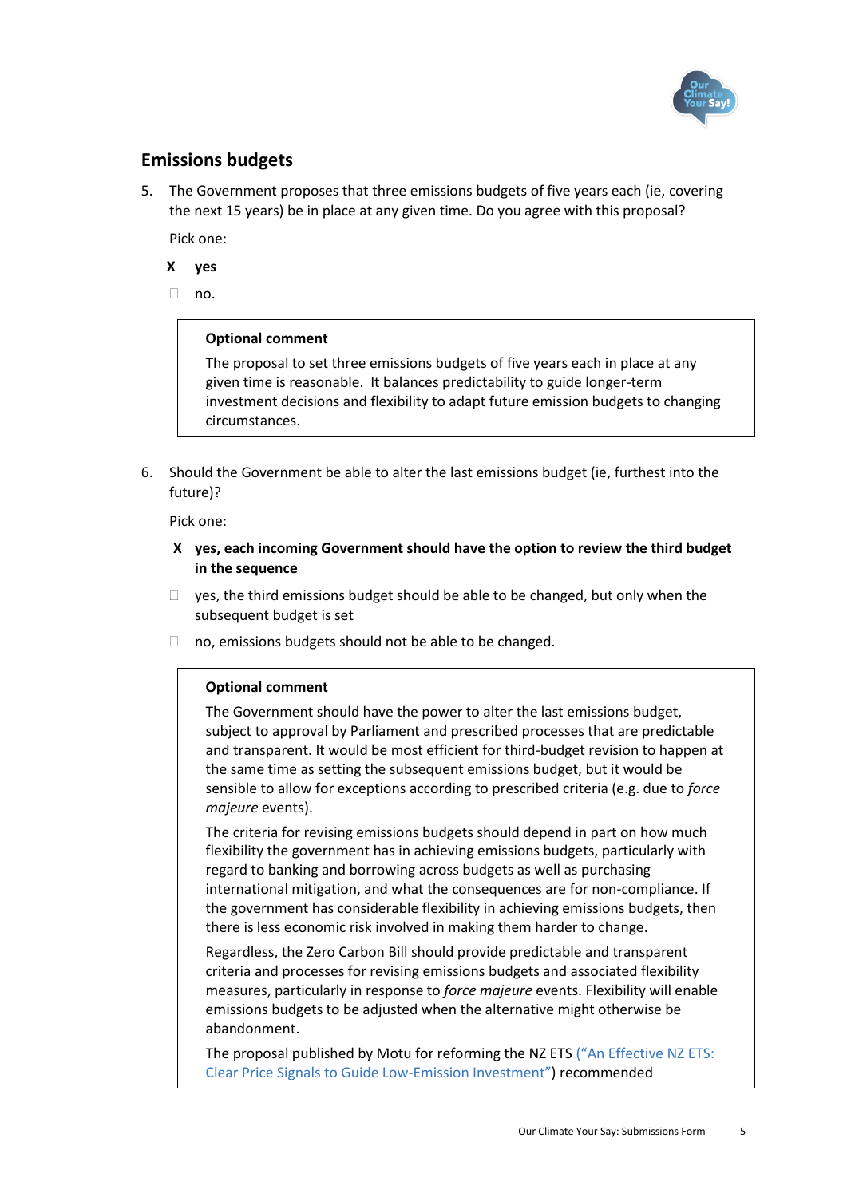## Emissions budgets

5. The Government proposes that three emissions budgets of five years each (ie, covering the next 15 years) be in place at any given time. Do you agree with this proposal?

   Pick one:

   X **yes**

   ☐ no.

> **Optional comment**
>
> The proposal to set three emissions budgets of five years each in place at any given time is reasonable. It balances predictability to guide longer-term investment decisions and flexibility to adapt future emission budgets to changing circumstances.

6. Should the Government be able to alter the last emissions budget (ie, furthest into the future)?

   Pick one:

   X **yes, each incoming Government should have the option to review the third budget in the sequence**

   ☐ yes, the third emissions budget should be able to be changed, but only when the subsequent budget is set

   ☐ no, emissions budgets should not be able to be changed.

> **Optional comment**
>
> The Government should have the power to alter the last emissions budget, subject to approval by Parliament and prescribed processes that are predictable and transparent. It would be most efficient for third-budget revision to happen at the same time as setting the subsequent emissions budget, but it would be sensible to allow for exceptions according to prescribed criteria (e.g. due to *force majeure* events).
>
> The criteria for revising emissions budgets should depend in part on how much flexibility the government has in achieving emissions budgets, particularly with regard to banking and borrowing across budgets as well as purchasing international mitigation, and what the consequences are for non-compliance. If the government has considerable flexibility in achieving emissions budgets, then there is less economic risk involved in making them harder to change.
>
> Regardless, the Zero Carbon Bill should provide predictable and transparent criteria and processes for revising emissions budgets and associated flexibility measures, particularly in response to *force majeure* events. Flexibility will enable emissions budgets to be adjusted when the alternative might otherwise be abandonment.
>
> The proposal published by Motu for reforming the NZ ETS ("An Effective NZ ETS: Clear Price Signals to Guide Low-Emission Investment") recommended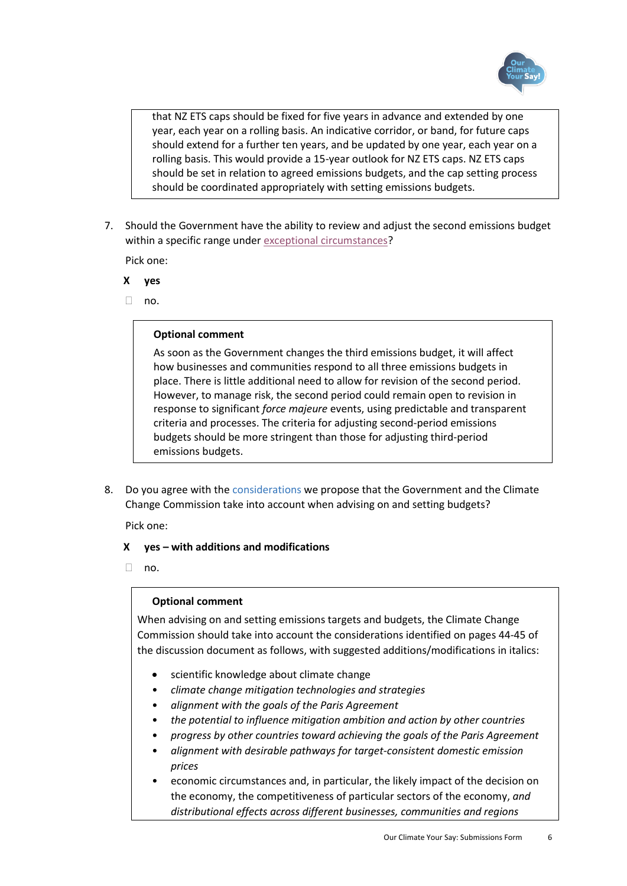that NZ ETS caps should be fixed for five years in advance and extended by one year, each year on a rolling basis. An indicative corridor, or band, for future caps should extend for a further ten years, and be updated by one year, each year on a rolling basis. This would provide a 15-year outlook for NZ ETS caps. NZ ETS caps should be set in relation to agreed emissions budgets, and the cap setting process should be coordinated appropriately with setting emissions budgets.

7. Should the Government have the ability to review and adjust the second emissions budget within a specific range under exceptional circumstances?

Pick one:

- X **yes**
- ☐ no.

**Optional comment**

As soon as the Government changes the third emissions budget, it will affect how businesses and communities respond to all three emissions budgets in place. There is little additional need to allow for revision of the second period. However, to manage risk, the second period could remain open to revision in response to significant *force majeure* events, using predictable and transparent criteria and processes. The criteria for adjusting second-period emissions budgets should be more stringent than those for adjusting third-period emissions budgets.

8. Do you agree with the considerations we propose that the Government and the Climate Change Commission take into account when advising on and setting budgets?

Pick one:

- X **yes – with additions and modifications**
- ☐ no.

**Optional comment**

When advising on and setting emissions targets and budgets, the Climate Change Commission should take into account the considerations identified on pages 44-45 of the discussion document as follows, with suggested additions/modifications in italics:

- scientific knowledge about climate change
- *climate change mitigation technologies and strategies*
- *alignment with the goals of the Paris Agreement*
- *the potential to influence mitigation ambition and action by other countries*
- *progress by other countries toward achieving the goals of the Paris Agreement*
- *alignment with desirable pathways for target-consistent domestic emission prices*
- economic circumstances and, in particular, the likely impact of the decision on the economy, the competitiveness of particular sectors of the economy, *and distributional effects across different businesses, communities and regions*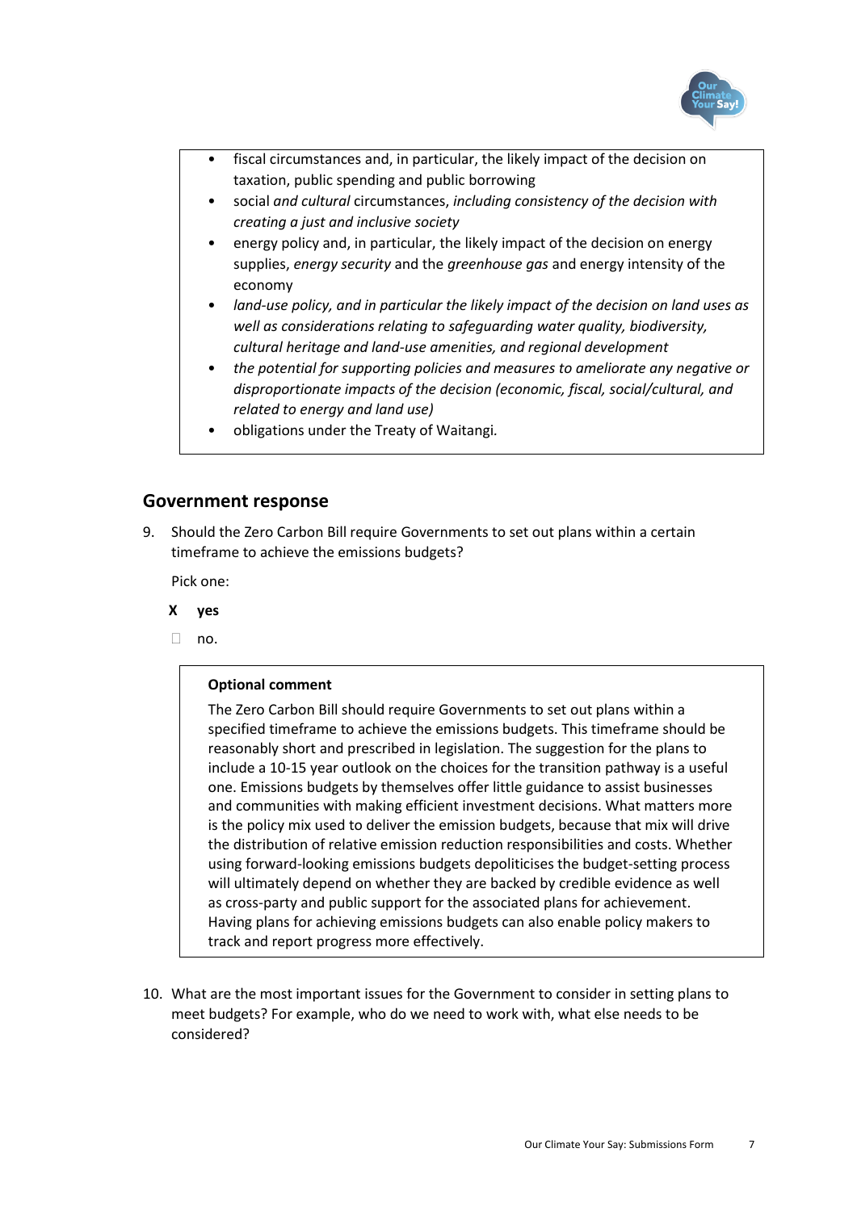- fiscal circumstances and, in particular, the likely impact of the decision on taxation, public spending and public borrowing
- social *and cultural* circumstances, *including consistency of the decision with creating a just and inclusive society*
- energy policy and, in particular, the likely impact of the decision on energy supplies, *energy security* and the *greenhouse gas* and energy intensity of the economy
- *land-use policy, and in particular the likely impact of the decision on land uses as well as considerations relating to safeguarding water quality, biodiversity, cultural heritage and land-use amenities, and regional development*
- *the potential for supporting policies and measures to ameliorate any negative or disproportionate impacts of the decision (economic, fiscal, social/cultural, and related to energy and land use)*
- obligations under the Treaty of Waitangi.

## Government response

9. Should the Zero Carbon Bill require Governments to set out plans within a certain timeframe to achieve the emissions budgets?

   Pick one:

   **X yes**

   ☐ no.

   **Optional comment**

   The Zero Carbon Bill should require Governments to set out plans within a specified timeframe to achieve the emissions budgets. This timeframe should be reasonably short and prescribed in legislation. The suggestion for the plans to include a 10-15 year outlook on the choices for the transition pathway is a useful one. Emissions budgets by themselves offer little guidance to assist businesses and communities with making efficient investment decisions. What matters more is the policy mix used to deliver the emission budgets, because that mix will drive the distribution of relative emission reduction responsibilities and costs. Whether using forward-looking emissions budgets depoliticises the budget-setting process will ultimately depend on whether they are backed by credible evidence as well as cross-party and public support for the associated plans for achievement. Having plans for achieving emissions budgets can also enable policy makers to track and report progress more effectively.

10. What are the most important issues for the Government to consider in setting plans to meet budgets? For example, who do we need to work with, what else needs to be considered?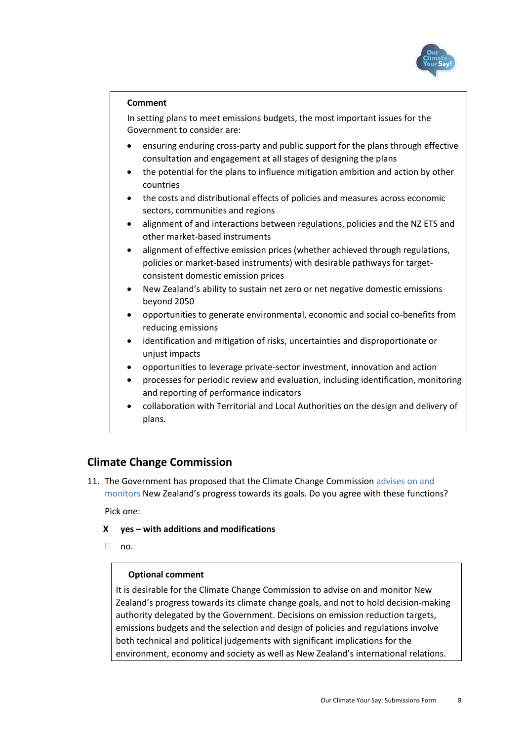**Comment**

In setting plans to meet emissions budgets, the most important issues for the Government to consider are:

- ensuring enduring cross-party and public support for the plans through effective consultation and engagement at all stages of designing the plans
- the potential for the plans to influence mitigation ambition and action by other countries
- the costs and distributional effects of policies and measures across economic sectors, communities and regions
- alignment of and interactions between regulations, policies and the NZ ETS and other market-based instruments
- alignment of effective emission prices (whether achieved through regulations, policies or market-based instruments) with desirable pathways for target-consistent domestic emission prices
- New Zealand's ability to sustain net zero or net negative domestic emissions beyond 2050
- opportunities to generate environmental, economic and social co-benefits from reducing emissions
- identification and mitigation of risks, uncertainties and disproportionate or unjust impacts
- opportunities to leverage private-sector investment, innovation and action
- processes for periodic review and evaluation, including identification, monitoring and reporting of performance indicators
- collaboration with Territorial and Local Authorities on the design and delivery of plans.

## Climate Change Commission

11. The Government has proposed that the Climate Change Commission advises on and monitors New Zealand's progress towards its goals. Do you agree with these functions?

Pick one:

X **yes – with additions and modifications**

☐ no.

**Optional comment**

It is desirable for the Climate Change Commission to advise on and monitor New Zealand's progress towards its climate change goals, and not to hold decision-making authority delegated by the Government. Decisions on emission reduction targets, emissions budgets and the selection and design of policies and regulations involve both technical and political judgements with significant implications for the environment, economy and society as well as New Zealand's international relations.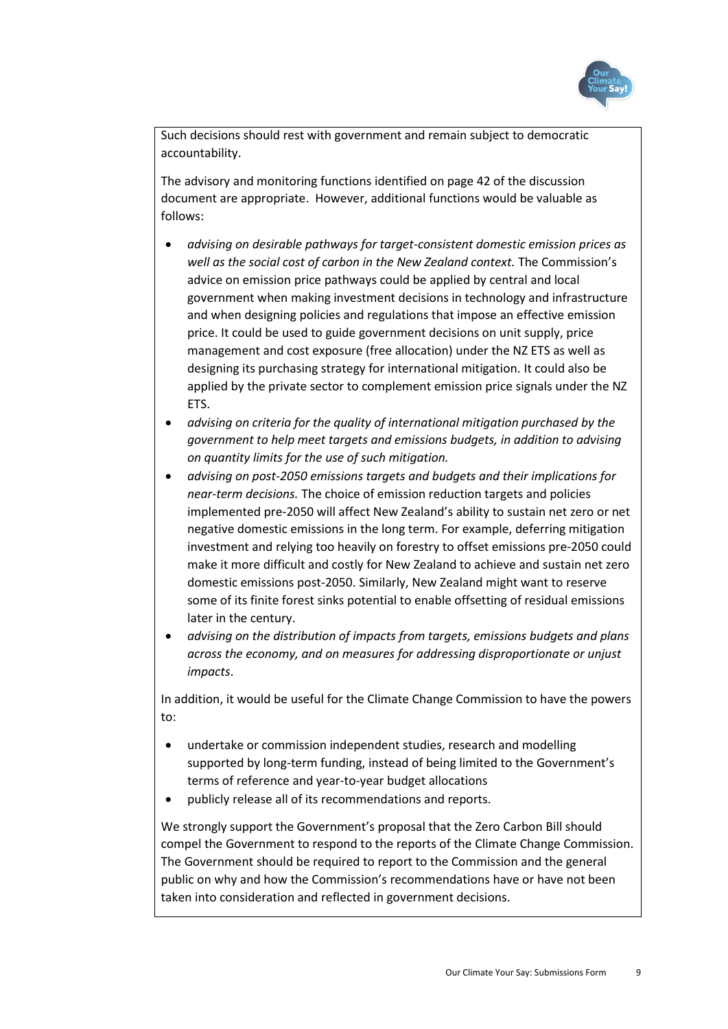Such decisions should rest with government and remain subject to democratic accountability.

The advisory and monitoring functions identified on page 42 of the discussion document are appropriate. However, additional functions would be valuable as follows:

- *advising on desirable pathways for target-consistent domestic emission prices as well as the social cost of carbon in the New Zealand context.* The Commission's advice on emission price pathways could be applied by central and local government when making investment decisions in technology and infrastructure and when designing policies and regulations that impose an effective emission price. It could be used to guide government decisions on unit supply, price management and cost exposure (free allocation) under the NZ ETS as well as designing its purchasing strategy for international mitigation. It could also be applied by the private sector to complement emission price signals under the NZ ETS.
- *advising on criteria for the quality of international mitigation purchased by the government to help meet targets and emissions budgets, in addition to advising on quantity limits for the use of such mitigation.*
- *advising on post-2050 emissions targets and budgets and their implications for near-term decisions.* The choice of emission reduction targets and policies implemented pre-2050 will affect New Zealand's ability to sustain net zero or net negative domestic emissions in the long term. For example, deferring mitigation investment and relying too heavily on forestry to offset emissions pre-2050 could make it more difficult and costly for New Zealand to achieve and sustain net zero domestic emissions post-2050. Similarly, New Zealand might want to reserve some of its finite forest sinks potential to enable offsetting of residual emissions later in the century.
- *advising on the distribution of impacts from targets, emissions budgets and plans across the economy, and on measures for addressing disproportionate or unjust impacts*.

In addition, it would be useful for the Climate Change Commission to have the powers to:

- undertake or commission independent studies, research and modelling supported by long-term funding, instead of being limited to the Government's terms of reference and year-to-year budget allocations
- publicly release all of its recommendations and reports.

We strongly support the Government's proposal that the Zero Carbon Bill should compel the Government to respond to the reports of the Climate Change Commission. The Government should be required to report to the Commission and the general public on why and how the Commission's recommendations have or have not been taken into consideration and reflected in government decisions.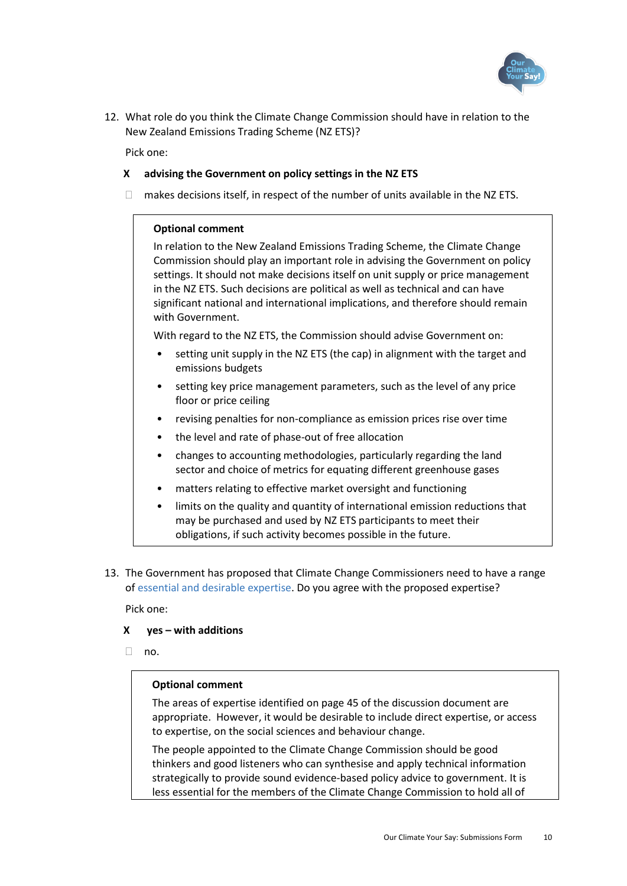12. What role do you think the Climate Change Commission should have in relation to the New Zealand Emissions Trading Scheme (NZ ETS)?

    Pick one:

    **X advising the Government on policy settings in the NZ ETS**

    ☐ makes decisions itself, in respect of the number of units available in the NZ ETS.

> **Optional comment**
>
> In relation to the New Zealand Emissions Trading Scheme, the Climate Change Commission should play an important role in advising the Government on policy settings. It should not make decisions itself on unit supply or price management in the NZ ETS. Such decisions are political as well as technical and can have significant national and international implications, and therefore should remain with Government.
>
> With regard to the NZ ETS, the Commission should advise Government on:
>
> - setting unit supply in the NZ ETS (the cap) in alignment with the target and emissions budgets
> - setting key price management parameters, such as the level of any price floor or price ceiling
> - revising penalties for non-compliance as emission prices rise over time
> - the level and rate of phase-out of free allocation
> - changes to accounting methodologies, particularly regarding the land sector and choice of metrics for equating different greenhouse gases
> - matters relating to effective market oversight and functioning
> - limits on the quality and quantity of international emission reductions that may be purchased and used by NZ ETS participants to meet their obligations, if such activity becomes possible in the future.

13. The Government has proposed that Climate Change Commissioners need to have a range of essential and desirable expertise. Do you agree with the proposed expertise?

    Pick one:

    **X yes – with additions**

    ☐ no.

> **Optional comment**
>
> The areas of expertise identified on page 45 of the discussion document are appropriate. However, it would be desirable to include direct expertise, or access to expertise, on the social sciences and behaviour change.
>
> The people appointed to the Climate Change Commission should be good thinkers and good listeners who can synthesise and apply technical information strategically to provide sound evidence-based policy advice to government. It is less essential for the members of the Climate Change Commission to hold all of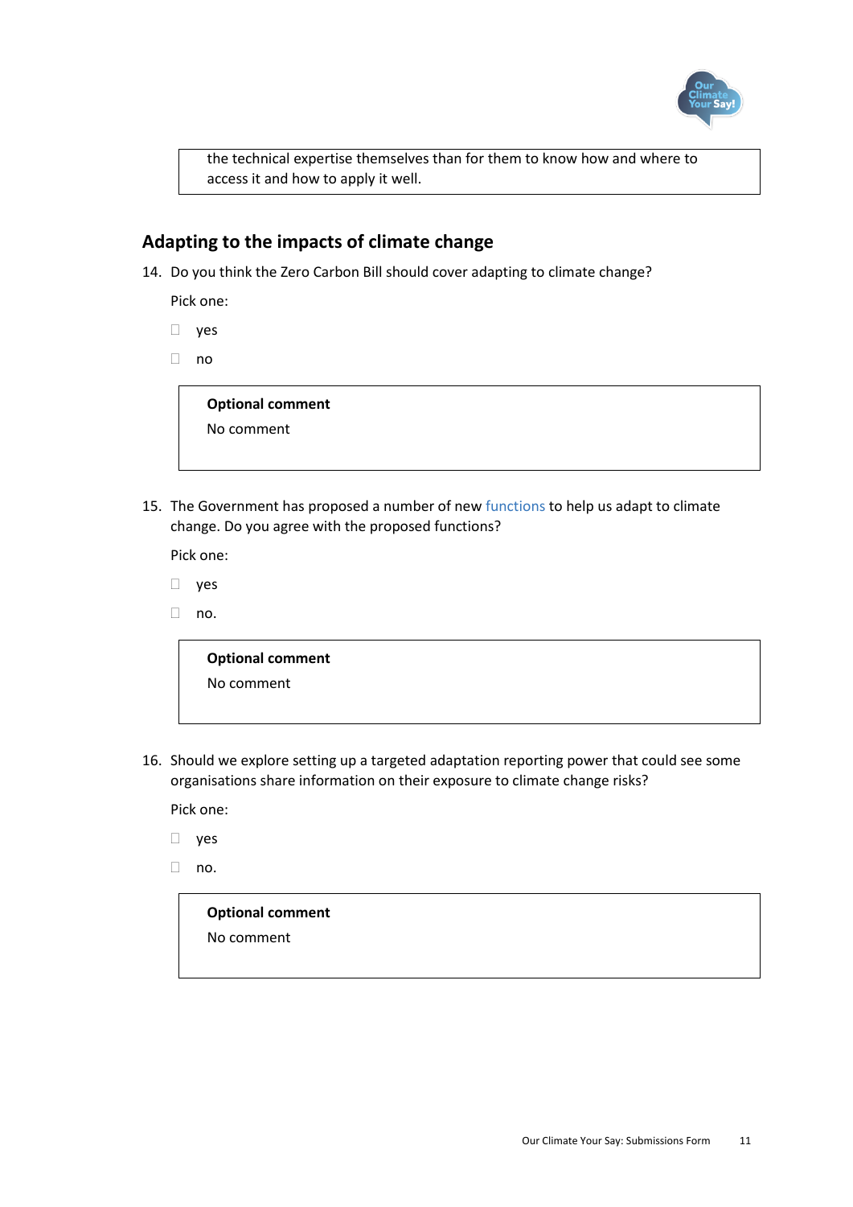the technical expertise themselves than for them to know how and where to access it and how to apply it well.

## Adapting to the impacts of climate change

14. Do you think the Zero Carbon Bill should cover adapting to climate change?

    Pick one:

    - [ ] yes
    - [ ] no

> **Optional comment**
>
> No comment

15. The Government has proposed a number of new functions to help us adapt to climate change. Do you agree with the proposed functions?

    Pick one:

    - [ ] yes
    - [ ] no.

> **Optional comment**
>
> No comment

16. Should we explore setting up a targeted adaptation reporting power that could see some organisations share information on their exposure to climate change risks?

    Pick one:

    - [ ] yes
    - [ ] no.

> **Optional comment**
>
> No comment